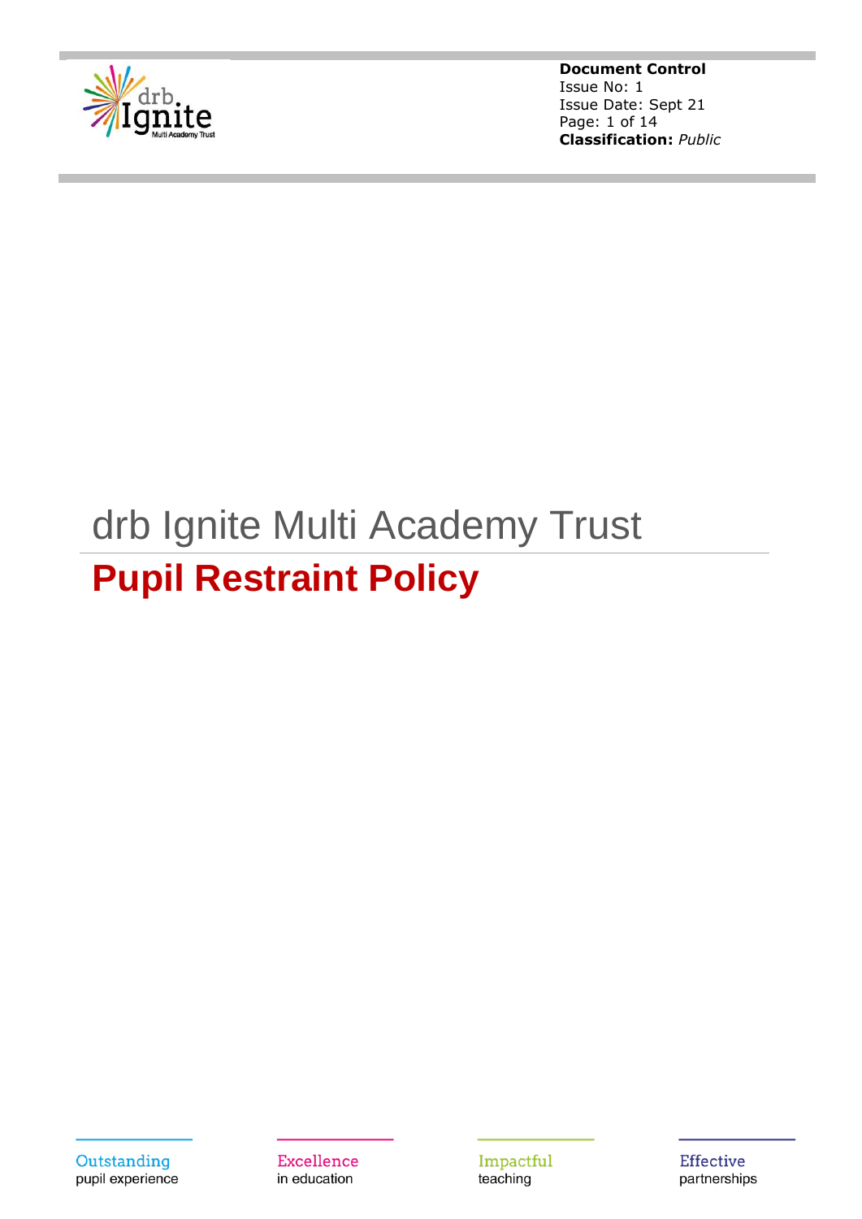**Document Control**
Issue No: 1
Issue Date: Sept 21
**Classification:** *Public*

# drb Ignite Multi Academy Trust

## Pupil Restraint Policy

Outstanding
pupil experience

Excellence
in education

Impactful
teaching

Effective
partnerships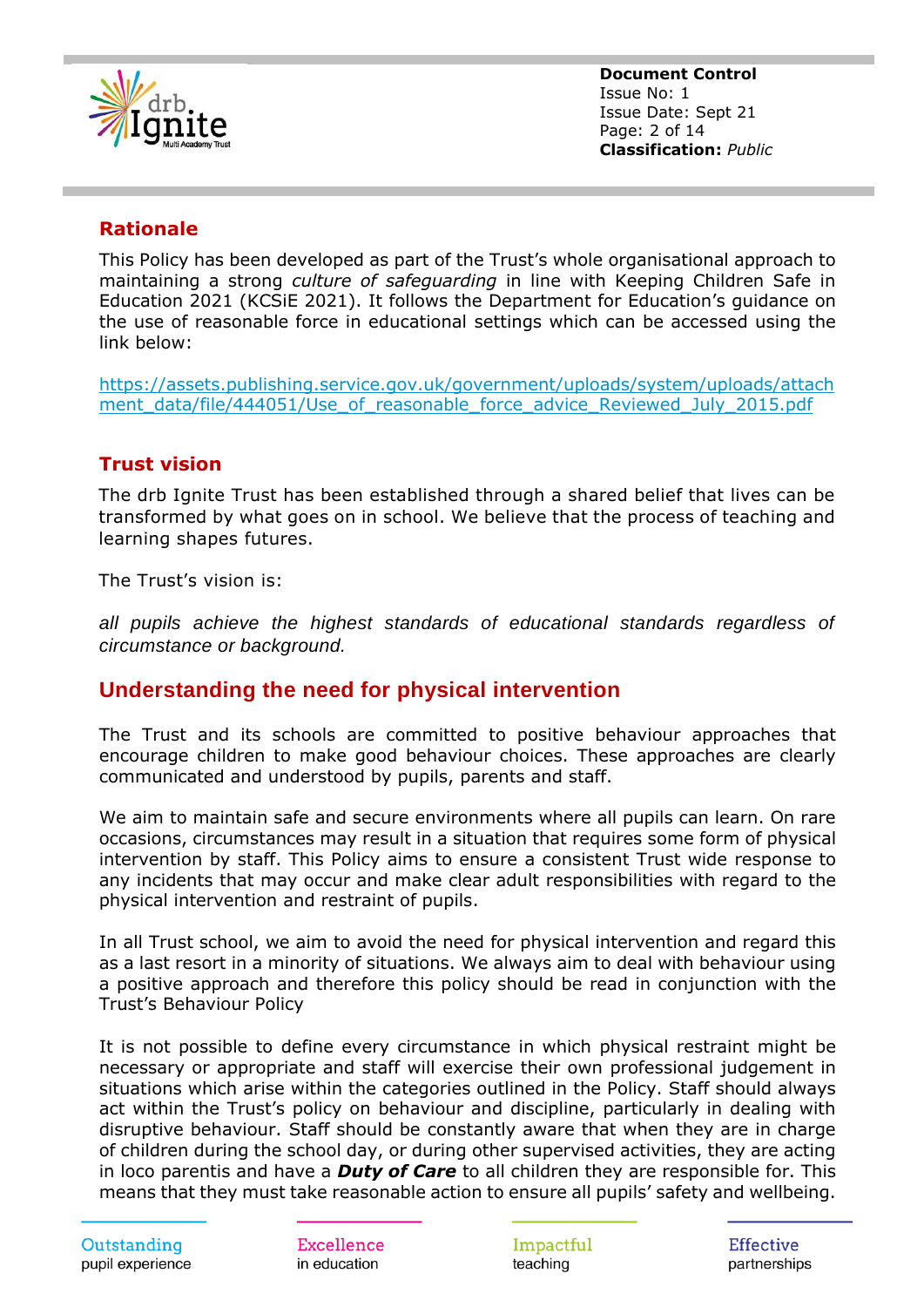## Rationale

This Policy has been developed as part of the Trust's whole organisational approach to maintaining a strong *culture of safeguarding* in line with Keeping Children Safe in Education 2021 (KCSiE 2021). It follows the Department for Education's guidance on the use of reasonable force in educational settings which can be accessed using the link below:

https://assets.publishing.service.gov.uk/government/uploads/system/uploads/attachment_data/file/444051/Use_of_reasonable_force_advice_Reviewed_July_2015.pdf

## Trust vision

The drb Ignite Trust has been established through a shared belief that lives can be transformed by what goes on in school. We believe that the process of teaching and learning shapes futures.

The Trust's vision is:

*all pupils achieve the highest standards of educational standards regardless of circumstance or background.*

## Understanding the need for physical intervention

The Trust and its schools are committed to positive behaviour approaches that encourage children to make good behaviour choices. These approaches are clearly communicated and understood by pupils, parents and staff.

We aim to maintain safe and secure environments where all pupils can learn. On rare occasions, circumstances may result in a situation that requires some form of physical intervention by staff. This Policy aims to ensure a consistent Trust wide response to any incidents that may occur and make clear adult responsibilities with regard to the physical intervention and restraint of pupils.

In all Trust school, we aim to avoid the need for physical intervention and regard this as a last resort in a minority of situations. We always aim to deal with behaviour using a positive approach and therefore this policy should be read in conjunction with the Trust's Behaviour Policy

It is not possible to define every circumstance in which physical restraint might be necessary or appropriate and staff will exercise their own professional judgement in situations which arise within the categories outlined in the Policy. Staff should always act within the Trust's policy on behaviour and discipline, particularly in dealing with disruptive behaviour. Staff should be constantly aware that when they are in charge of children during the school day, or during other supervised activities, they are acting in loco parentis and have a ***Duty of Care*** to all children they are responsible for. This means that they must take reasonable action to ensure all pupils' safety and wellbeing.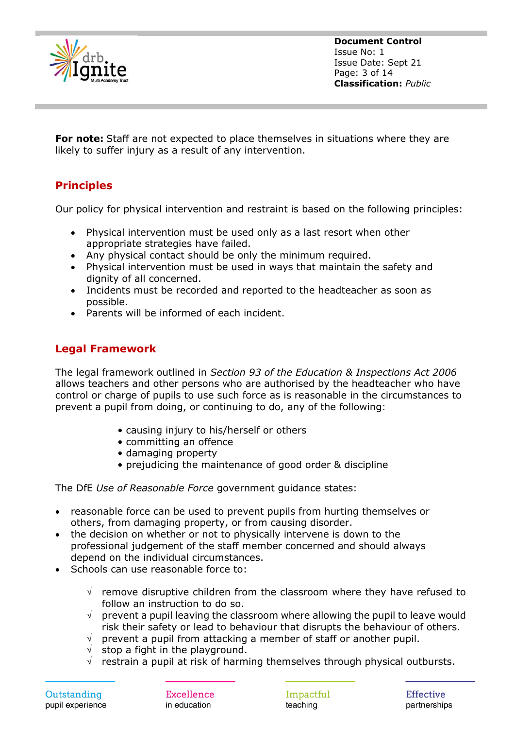**For note:** Staff are not expected to place themselves in situations where they are likely to suffer injury as a result of any intervention.

## Principles

Our policy for physical intervention and restraint is based on the following principles:

- Physical intervention must be used only as a last resort when other appropriate strategies have failed.
- Any physical contact should be only the minimum required.
- Physical intervention must be used in ways that maintain the safety and dignity of all concerned.
- Incidents must be recorded and reported to the headteacher as soon as possible.
- Parents will be informed of each incident.

## Legal Framework

The legal framework outlined in *Section 93 of the Education & Inspections Act 2006* allows teachers and other persons who are authorised by the headteacher who have control or charge of pupils to use such force as is reasonable in the circumstances to prevent a pupil from doing, or continuing to do, any of the following:

- causing injury to his/herself or others
- committing an offence
- damaging property
- prejudicing the maintenance of good order & discipline

The DfE *Use of Reasonable Force* government guidance states:

- reasonable force can be used to prevent pupils from hurting themselves or others, from damaging property, or from causing disorder.
- the decision on whether or not to physically intervene is down to the professional judgement of the staff member concerned and should always depend on the individual circumstances.
- Schools can use reasonable force to:
  - √ remove disruptive children from the classroom where they have refused to follow an instruction to do so.
  - √ prevent a pupil leaving the classroom where allowing the pupil to leave would risk their safety or lead to behaviour that disrupts the behaviour of others.
  - √ prevent a pupil from attacking a member of staff or another pupil.
  - √ stop a fight in the playground.
  - √ restrain a pupil at risk of harming themselves through physical outbursts.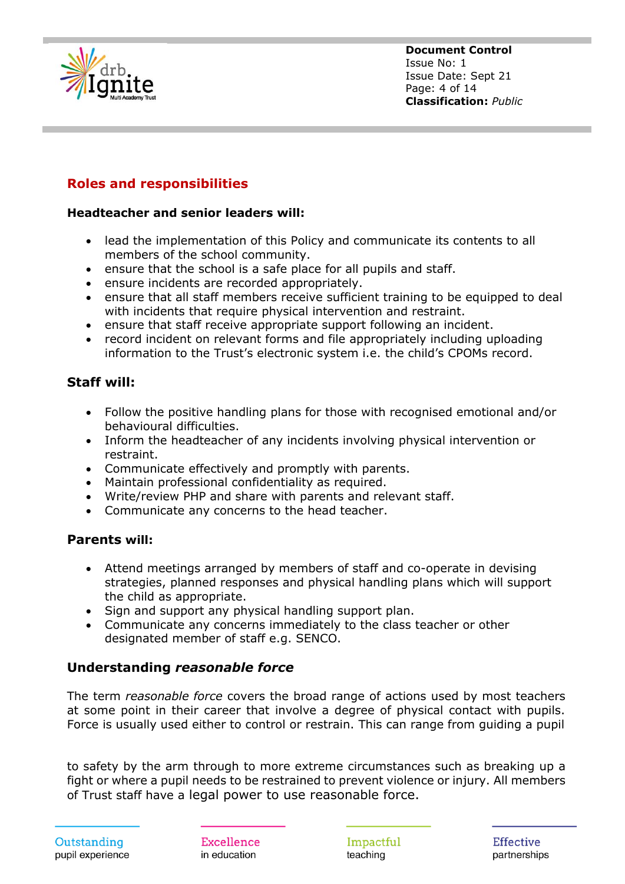## Roles and responsibilities

**Headteacher and senior leaders will:**

- lead the implementation of this Policy and communicate its contents to all members of the school community.
- ensure that the school is a safe place for all pupils and staff.
- ensure incidents are recorded appropriately.
- ensure that all staff members receive sufficient training to be equipped to deal with incidents that require physical intervention and restraint.
- ensure that staff receive appropriate support following an incident.
- record incident on relevant forms and file appropriately including uploading information to the Trust's electronic system i.e. the child's CPOMs record.

### Staff will:

- Follow the positive handling plans for those with recognised emotional and/or behavioural difficulties.
- Inform the headteacher of any incidents involving physical intervention or restraint.
- Communicate effectively and promptly with parents.
- Maintain professional confidentiality as required.
- Write/review PHP and share with parents and relevant staff.
- Communicate any concerns to the head teacher.

### Parents will:

- Attend meetings arranged by members of staff and co-operate in devising strategies, planned responses and physical handling plans which will support the child as appropriate.
- Sign and support any physical handling support plan.
- Communicate any concerns immediately to the class teacher or other designated member of staff e.g. SENCO.

### Understanding *reasonable force*

The term *reasonable force* covers the broad range of actions used by most teachers at some point in their career that involve a degree of physical contact with pupils. Force is usually used either to control or restrain. This can range from guiding a pupil to safety by the arm through to more extreme circumstances such as breaking up a fight or where a pupil needs to be restrained to prevent violence or injury. All members of Trust staff have a legal power to use reasonable force.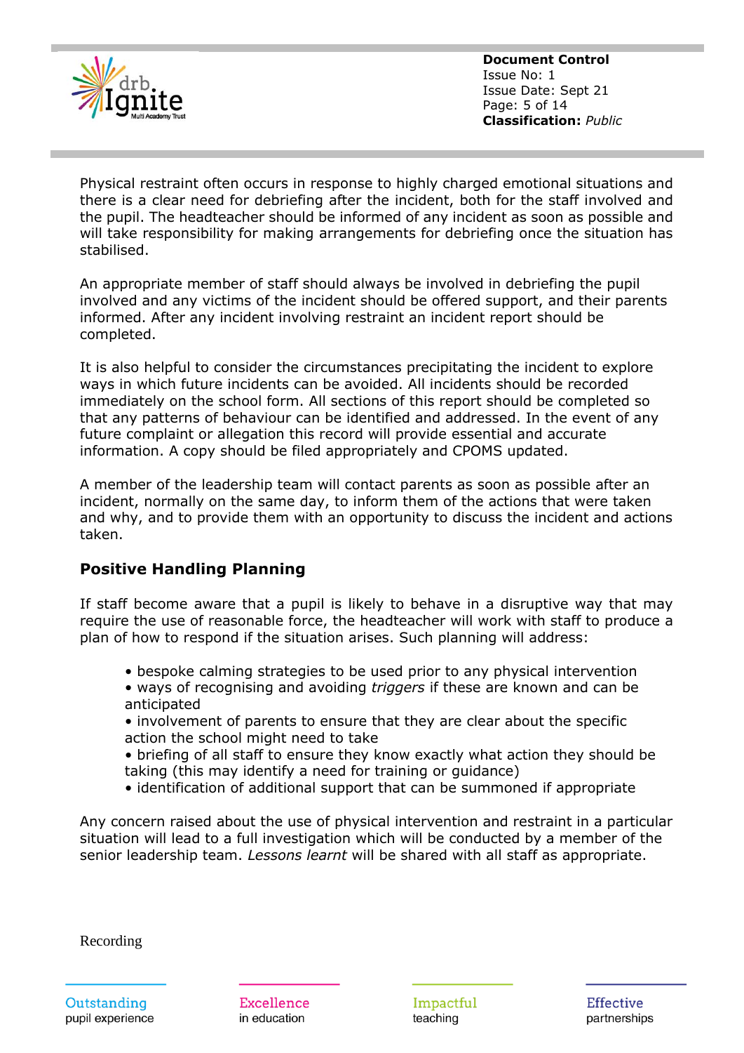Physical restraint often occurs in response to highly charged emotional situations and there is a clear need for debriefing after the incident, both for the staff involved and the pupil. The headteacher should be informed of any incident as soon as possible and will take responsibility for making arrangements for debriefing once the situation has stabilised.

An appropriate member of staff should always be involved in debriefing the pupil involved and any victims of the incident should be offered support, and their parents informed. After any incident involving restraint an incident report should be completed.

It is also helpful to consider the circumstances precipitating the incident to explore ways in which future incidents can be avoided. All incidents should be recorded immediately on the school form. All sections of this report should be completed so that any patterns of behaviour can be identified and addressed. In the event of any future complaint or allegation this record will provide essential and accurate information. A copy should be filed appropriately and CPOMS updated.

A member of the leadership team will contact parents as soon as possible after an incident, normally on the same day, to inform them of the actions that were taken and why, and to provide them with an opportunity to discuss the incident and actions taken.

## Positive Handling Planning

If staff become aware that a pupil is likely to behave in a disruptive way that may require the use of reasonable force, the headteacher will work with staff to produce a plan of how to respond if the situation arises. Such planning will address:

- bespoke calming strategies to be used prior to any physical intervention
- ways of recognising and avoiding *triggers* if these are known and can be anticipated
- involvement of parents to ensure that they are clear about the specific action the school might need to take
- briefing of all staff to ensure they know exactly what action they should be taking (this may identify a need for training or guidance)
- identification of additional support that can be summoned if appropriate

Any concern raised about the use of physical intervention and restraint in a particular situation will lead to a full investigation which will be conducted by a member of the senior leadership team. *Lessons learnt* will be shared with all staff as appropriate.

Recording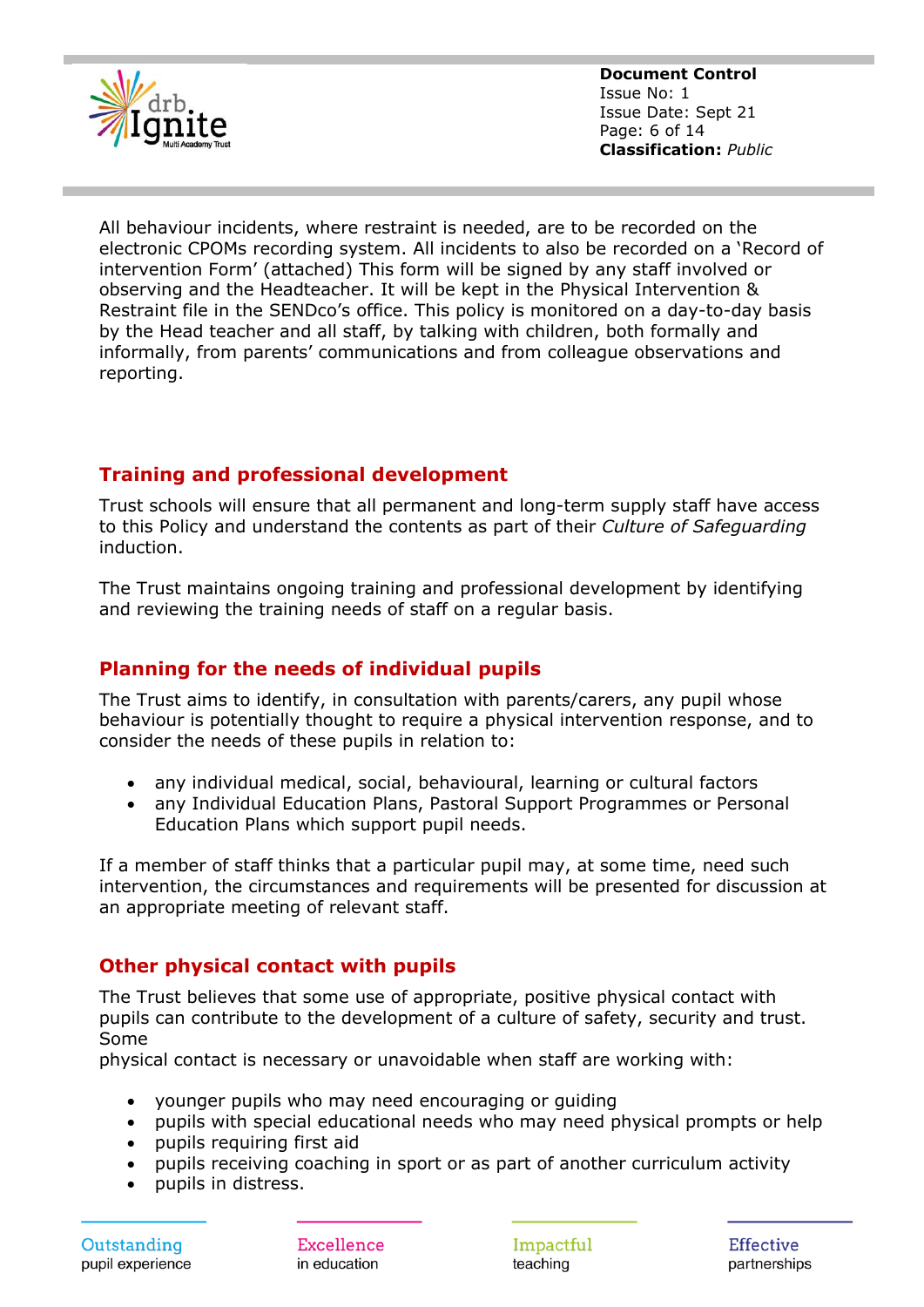All behaviour incidents, where restraint is needed, are to be recorded on the electronic CPOMs recording system. All incidents to also be recorded on a 'Record of intervention Form' (attached) This form will be signed by any staff involved or observing and the Headteacher. It will be kept in the Physical Intervention & Restraint file in the SENDco's office. This policy is monitored on a day-to-day basis by the Head teacher and all staff, by talking with children, both formally and informally, from parents' communications and from colleague observations and reporting.

## Training and professional development

Trust schools will ensure that all permanent and long-term supply staff have access to this Policy and understand the contents as part of their *Culture of Safeguarding* induction.

The Trust maintains ongoing training and professional development by identifying and reviewing the training needs of staff on a regular basis.

## Planning for the needs of individual pupils

The Trust aims to identify, in consultation with parents/carers, any pupil whose behaviour is potentially thought to require a physical intervention response, and to consider the needs of these pupils in relation to:

- any individual medical, social, behavioural, learning or cultural factors
- any Individual Education Plans, Pastoral Support Programmes or Personal Education Plans which support pupil needs.

If a member of staff thinks that a particular pupil may, at some time, need such intervention, the circumstances and requirements will be presented for discussion at an appropriate meeting of relevant staff.

## Other physical contact with pupils

The Trust believes that some use of appropriate, positive physical contact with pupils can contribute to the development of a culture of safety, security and trust. Some
physical contact is necessary or unavoidable when staff are working with:

- younger pupils who may need encouraging or guiding
- pupils with special educational needs who may need physical prompts or help
- pupils requiring first aid
- pupils receiving coaching in sport or as part of another curriculum activity
- pupils in distress.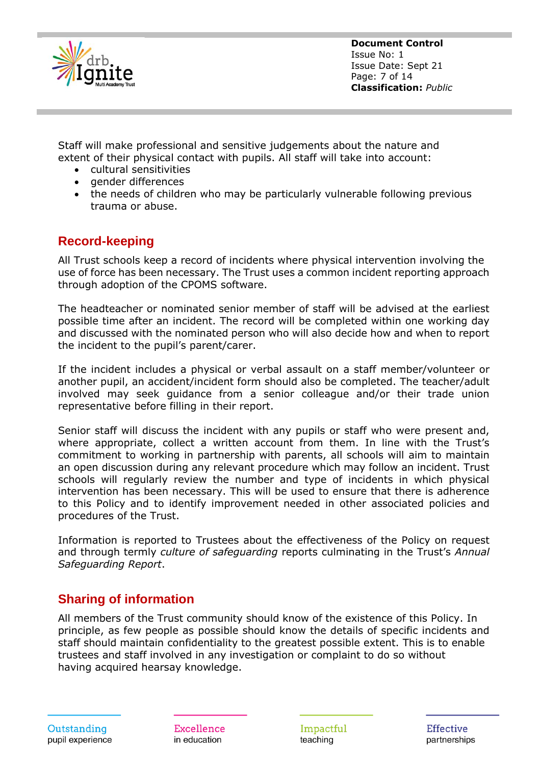Staff will make professional and sensitive judgements about the nature and extent of their physical contact with pupils. All staff will take into account:

- cultural sensitivities
- gender differences
- the needs of children who may be particularly vulnerable following previous trauma or abuse.

## Record-keeping

All Trust schools keep a record of incidents where physical intervention involving the use of force has been necessary. The Trust uses a common incident reporting approach through adoption of the CPOMS software.

The headteacher or nominated senior member of staff will be advised at the earliest possible time after an incident. The record will be completed within one working day and discussed with the nominated person who will also decide how and when to report the incident to the pupil's parent/carer.

If the incident includes a physical or verbal assault on a staff member/volunteer or another pupil, an accident/incident form should also be completed. The teacher/adult involved may seek guidance from a senior colleague and/or their trade union representative before filling in their report.

Senior staff will discuss the incident with any pupils or staff who were present and, where appropriate, collect a written account from them. In line with the Trust's commitment to working in partnership with parents, all schools will aim to maintain an open discussion during any relevant procedure which may follow an incident. Trust schools will regularly review the number and type of incidents in which physical intervention has been necessary. This will be used to ensure that there is adherence to this Policy and to identify improvement needed in other associated policies and procedures of the Trust.

Information is reported to Trustees about the effectiveness of the Policy on request and through termly *culture of safeguarding* reports culminating in the Trust's *Annual Safeguarding Report*.

## Sharing of information

All members of the Trust community should know of the existence of this Policy. In principle, as few people as possible should know the details of specific incidents and staff should maintain confidentiality to the greatest possible extent. This is to enable trustees and staff involved in any investigation or complaint to do so without having acquired hearsay knowledge.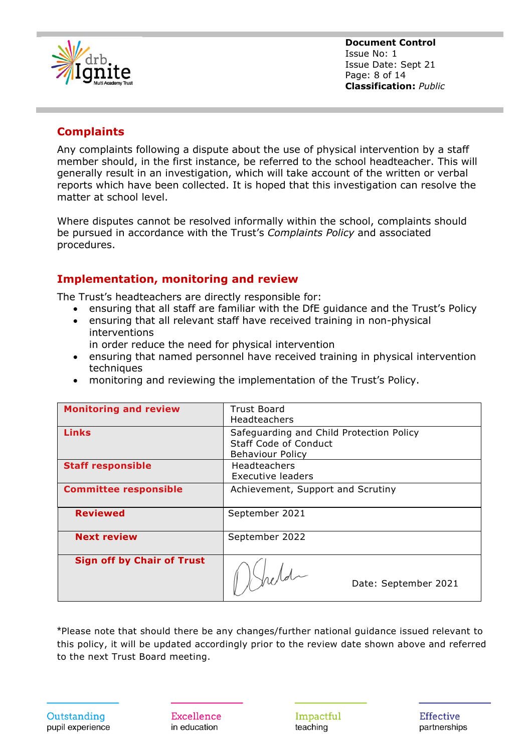## Complaints

Any complaints following a dispute about the use of physical intervention by a staff member should, in the first instance, be referred to the school headteacher. This will generally result in an investigation, which will take account of the written or verbal reports which have been collected. It is hoped that this investigation can resolve the matter at school level.

Where disputes cannot be resolved informally within the school, complaints should be pursued in accordance with the Trust's *Complaints Policy* and associated procedures.

## Implementation, monitoring and review

The Trust's headteachers are directly responsible for:

- ensuring that all staff are familiar with the DfE guidance and the Trust's Policy
- ensuring that all relevant staff have received training in non-physical interventions
  in order reduce the need for physical intervention
- ensuring that named personnel have received training in physical intervention techniques
- monitoring and reviewing the implementation of the Trust's Policy.

| | |
|---|---|
| **Monitoring and review** | Trust Board<br>Headteachers |
| **Links** | Safeguarding and Child Protection Policy<br>Staff Code of Conduct<br>Behaviour Policy |
| **Staff responsible** | Headteachers<br>Executive leaders |
| **Committee responsible** | Achievement, Support and Scrutiny |
| **Reviewed** | September 2021 |
| **Next review** | September 2022 |
| **Sign off by Chair of Trust** | [Signature] Date: September 2021 |

*Please note that should there be any changes/further national guidance issued relevant to this policy, it will be updated accordingly prior to the review date shown above and referred to the next Trust Board meeting.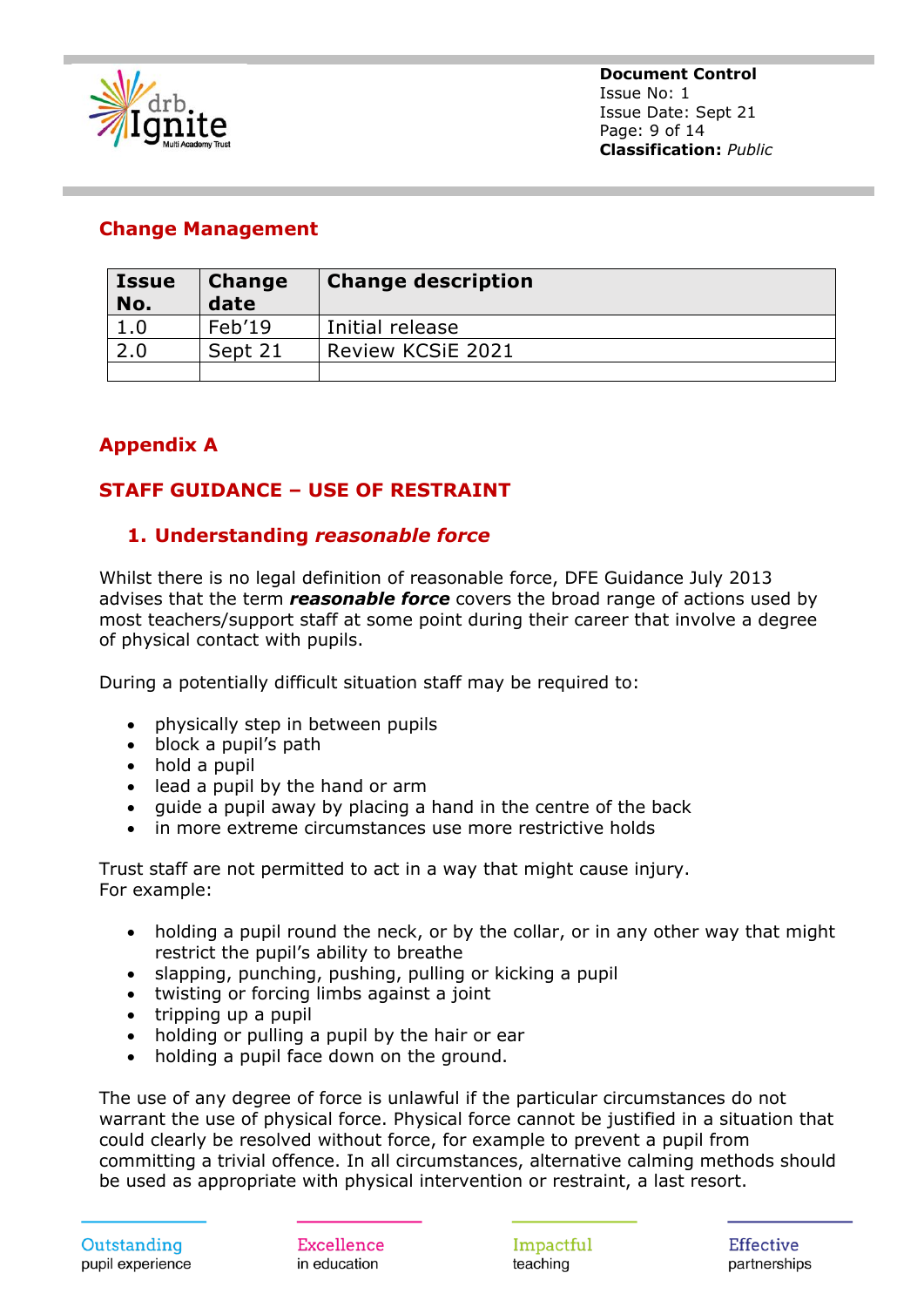## Change Management

| Issue No. | Change date | Change description |
|---|---|---|
| 1.0 | Feb'19 | Initial release |
| 2.0 | Sept 21 | Review KCSiE 2021 |
| | | |

## Appendix A

## STAFF GUIDANCE – USE OF RESTRAINT

### 1. Understanding *reasonable force*

Whilst there is no legal definition of reasonable force, DFE Guidance July 2013 advises that the term ***reasonable force*** covers the broad range of actions used by most teachers/support staff at some point during their career that involve a degree of physical contact with pupils.

During a potentially difficult situation staff may be required to:

- physically step in between pupils
- block a pupil's path
- hold a pupil
- lead a pupil by the hand or arm
- guide a pupil away by placing a hand in the centre of the back
- in more extreme circumstances use more restrictive holds

Trust staff are not permitted to act in a way that might cause injury.
For example:

- holding a pupil round the neck, or by the collar, or in any other way that might restrict the pupil's ability to breathe
- slapping, punching, pushing, pulling or kicking a pupil
- twisting or forcing limbs against a joint
- tripping up a pupil
- holding or pulling a pupil by the hair or ear
- holding a pupil face down on the ground.

The use of any degree of force is unlawful if the particular circumstances do not warrant the use of physical force. Physical force cannot be justified in a situation that could clearly be resolved without force, for example to prevent a pupil from committing a trivial offence. In all circumstances, alternative calming methods should be used as appropriate with physical intervention or restraint, a last resort.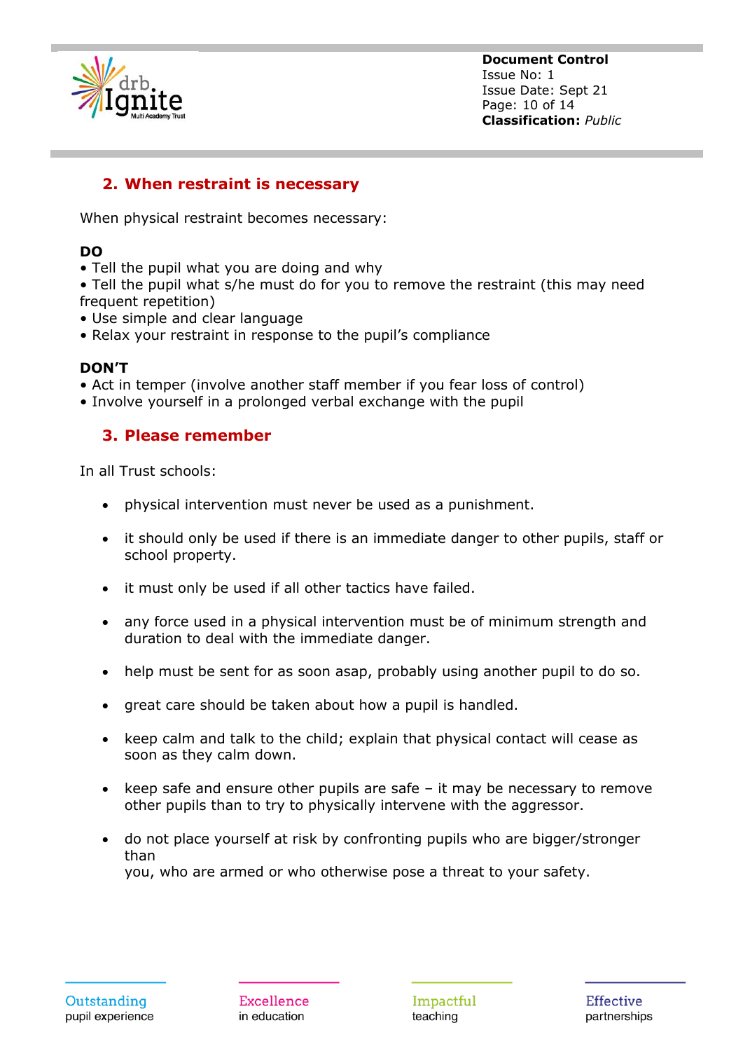## 2. When restraint is necessary

When physical restraint becomes necessary:

**DO**

- Tell the pupil what you are doing and why
- Tell the pupil what s/he must do for you to remove the restraint (this may need frequent repetition)
- Use simple and clear language
- Relax your restraint in response to the pupil's compliance

**DON'T**

- Act in temper (involve another staff member if you fear loss of control)
- Involve yourself in a prolonged verbal exchange with the pupil

## 3. Please remember

In all Trust schools:

- physical intervention must never be used as a punishment.
- it should only be used if there is an immediate danger to other pupils, staff or school property.
- it must only be used if all other tactics have failed.
- any force used in a physical intervention must be of minimum strength and duration to deal with the immediate danger.
- help must be sent for as soon asap, probably using another pupil to do so.
- great care should be taken about how a pupil is handled.
- keep calm and talk to the child; explain that physical contact will cease as soon as they calm down.
- keep safe and ensure other pupils are safe – it may be necessary to remove other pupils than to try to physically intervene with the aggressor.
- do not place yourself at risk by confronting pupils who are bigger/stronger than you, who are armed or who otherwise pose a threat to your safety.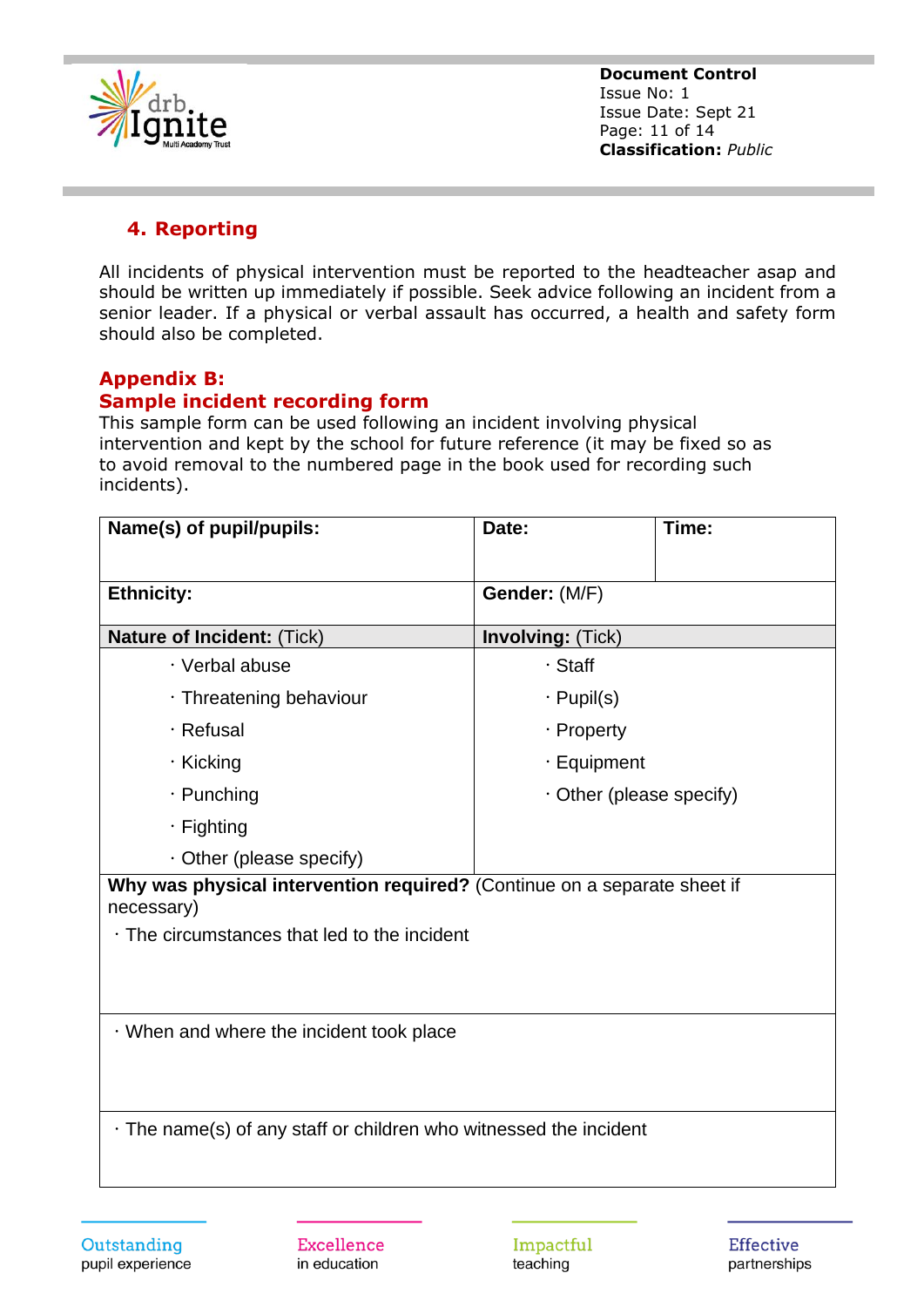## 4. Reporting

All incidents of physical intervention must be reported to the headteacher asap and should be written up immediately if possible. Seek advice following an incident from a senior leader. If a physical or verbal assault has occurred, a health and safety form should also be completed.

## Appendix B:
## Sample incident recording form

This sample form can be used following an incident involving physical intervention and kept by the school for future reference (it may be fixed so as to avoid removal to the numbered page in the book used for recording such incidents).

| **Name(s) of pupil/pupils:** | **Date:** | **Time:** |
|---|---|---|
| **Ethnicity:** | **Gender:** (M/F) | |
| **Nature of Incident:** (Tick) | **Involving:** (Tick) | |
| · Verbal abuse<br>· Threatening behaviour<br>· Refusal<br>· Kicking<br>· Punching<br>· Fighting<br>· Other (please specify) | · Staff<br>· Pupil(s)<br>· Property<br>· Equipment<br>· Other (please specify) | |
| **Why was physical intervention required?** (Continue on a separate sheet if necessary)<br>· The circumstances that led to the incident | | |
| · When and where the incident took place | | |
| · The name(s) of any staff or children who witnessed the incident | | |

Outstanding pupil experience | Excellence in education | Impactful teaching | Effective partnerships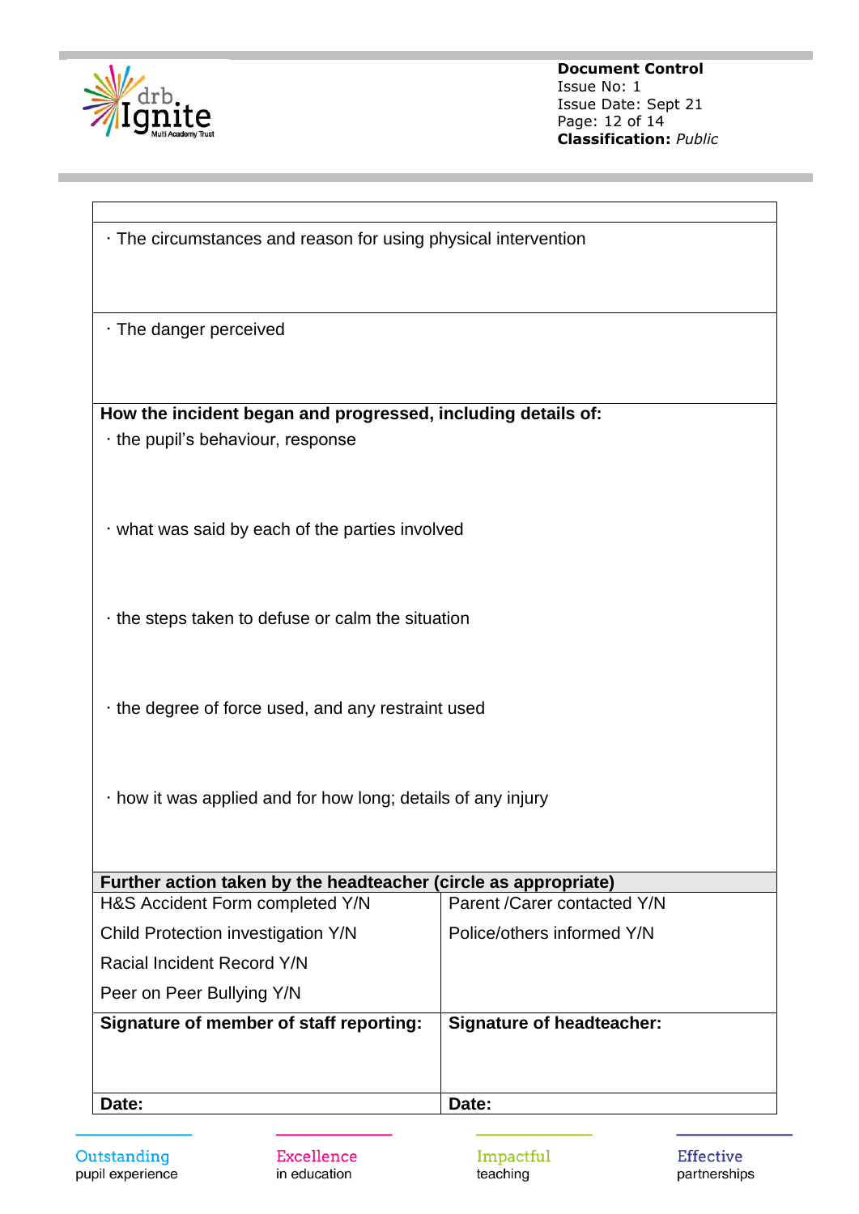| |
|---|
| · The circumstances and reason for using physical intervention |
| · The danger perceived |
| **How the incident began and progressed, including details of:**<br>· the pupil's behaviour, response<br><br>· what was said by each of the parties involved<br><br>· the steps taken to defuse or calm the situation<br><br>· the degree of force used, and any restraint used<br><br>· how it was applied and for how long; details of any injury |

| **Further action taken by the headteacher (circle as appropriate)** | |
|---|---|
| H&S Accident Form completed Y/N<br>Child Protection investigation Y/N<br>Racial Incident Record Y/N<br>Peer on Peer Bullying Y/N | Parent /Carer contacted Y/N<br>Police/others informed Y/N |
| **Signature of member of staff reporting:** | **Signature of headteacher:** |
| **Date:** | **Date:** |